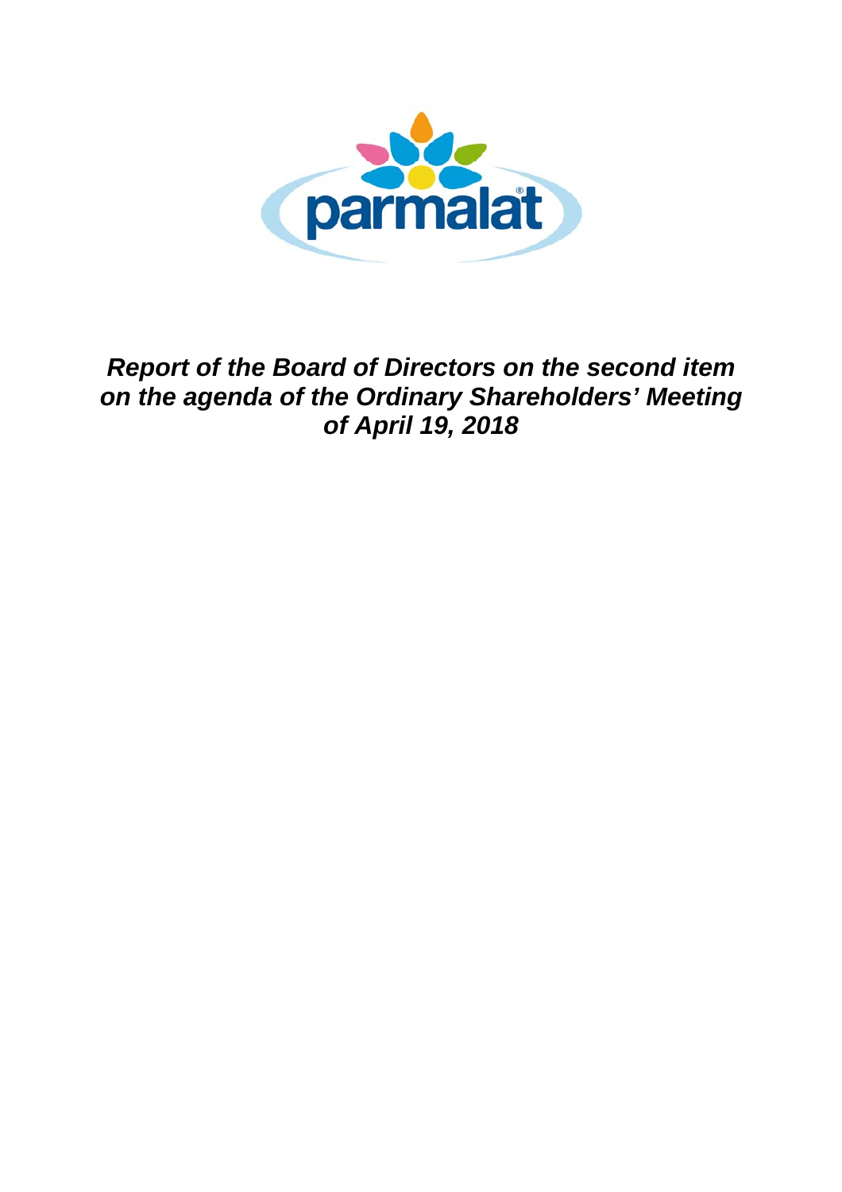# *Report of the Board of Directors on the second item on the agenda of the Ordinary Shareholders' Meeting of April 19, 2018*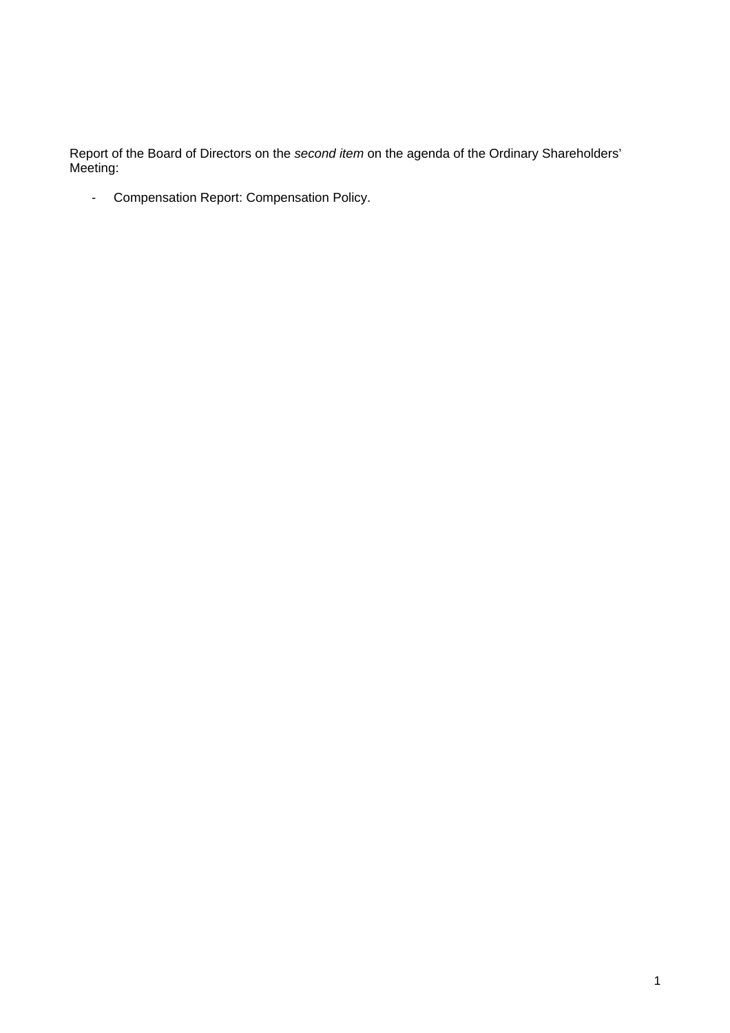Report of the Board of Directors on the *second item* on the agenda of the Ordinary Shareholders' Meeting:

- Compensation Report: Compensation Policy.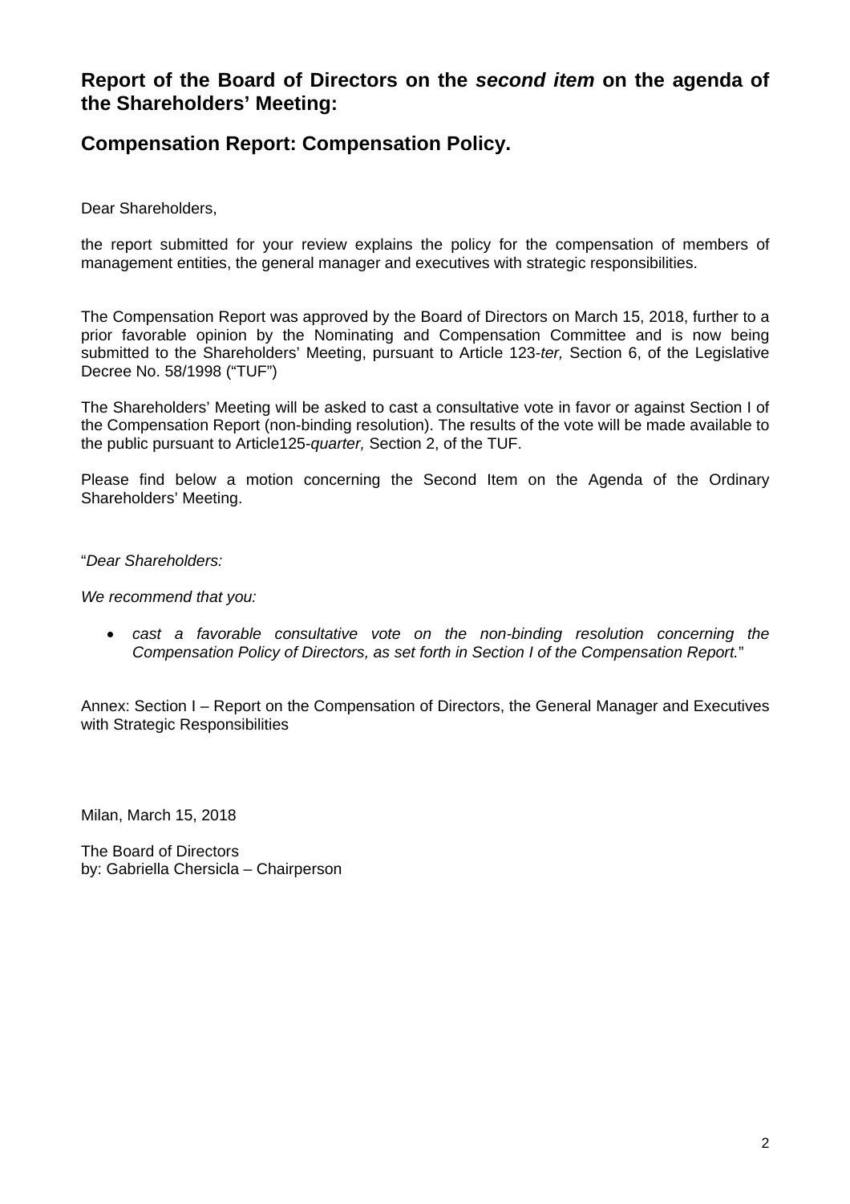# Report of the Board of Directors on the *second item* on the agenda of the Shareholders' Meeting:

## Compensation Report: Compensation Policy.

Dear Shareholders,

the report submitted for your review explains the policy for the compensation of members of management entities, the general manager and executives with strategic responsibilities.

The Compensation Report was approved by the Board of Directors on March 15, 2018, further to a prior favorable opinion by the Nominating and Compensation Committee and is now being submitted to the Shareholders' Meeting, pursuant to Article 123-*ter,* Section 6, of the Legislative Decree No. 58/1998 ("TUF")

The Shareholders' Meeting will be asked to cast a consultative vote in favor or against Section I of the Compensation Report (non-binding resolution). The results of the vote will be made available to the public pursuant to Article125-*quarter,* Section 2, of the TUF.

Please find below a motion concerning the Second Item on the Agenda of the Ordinary Shareholders' Meeting.

"*Dear Shareholders:*

*We recommend that you:*

- *cast a favorable consultative vote on the non-binding resolution concerning the Compensation Policy of Directors, as set forth in Section I of the Compensation Report.*"

Annex: Section I – Report on the Compensation of Directors, the General Manager and Executives with Strategic Responsibilities

Milan, March 15, 2018

The Board of Directors
by: Gabriella Chersicla – Chairperson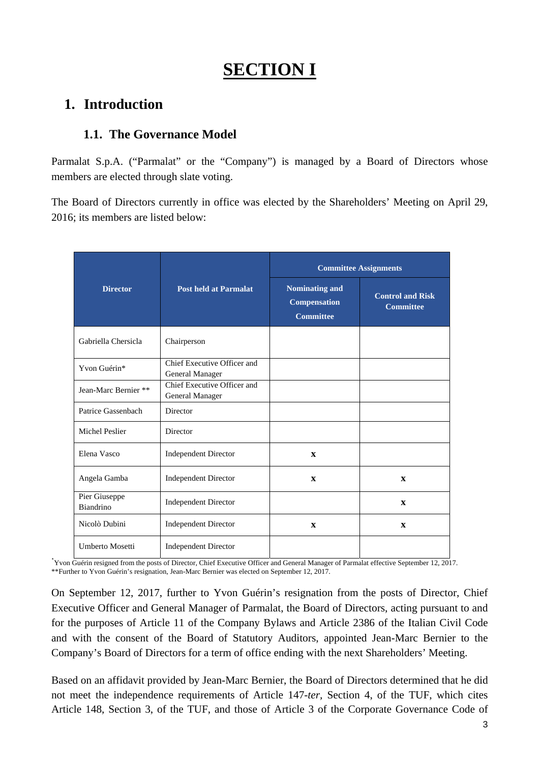# SECTION I

## 1. Introduction

### 1.1. The Governance Model

Parmalat S.p.A. ("Parmalat" or the "Company") is managed by a Board of Directors whose members are elected through slate voting.

The Board of Directors currently in office was elected by the Shareholders' Meeting on April 29, 2016; its members are listed below:

| Director | Post held at Parmalat | Committee Assignments | |
|---|---|---|---|
| | | Nominating and Compensation Committee | Control and Risk Committee |
| Gabriella Chersicla | Chairperson | | |
| Yvon Guérin* | Chief Executive Officer and General Manager | | |
| Jean-Marc Bernier ** | Chief Executive Officer and General Manager | | |
| Patrice Gassenbach | Director | | |
| Michel Peslier | Director | | |
| Elena Vasco | Independent Director | x | |
| Angela Gamba | Independent Director | x | x |
| Pier Giuseppe Biandrino | Independent Director | | x |
| Nicolò Dubini | Independent Director | x | x |
| Umberto Mosetti | Independent Director | | |

*Yvon Guérin resigned from the posts of Director, Chief Executive Officer and General Manager of Parmalat effective September 12, 2017.
**Further to Yvon Guérin's resignation, Jean-Marc Bernier was elected on September 12, 2017.

On September 12, 2017, further to Yvon Guérin's resignation from the posts of Director, Chief Executive Officer and General Manager of Parmalat, the Board of Directors, acting pursuant to and for the purposes of Article 11 of the Company Bylaws and Article 2386 of the Italian Civil Code and with the consent of the Board of Statutory Auditors, appointed Jean-Marc Bernier to the Company's Board of Directors for a term of office ending with the next Shareholders' Meeting.

Based on an affidavit provided by Jean-Marc Bernier, the Board of Directors determined that he did not meet the independence requirements of Article 147-*ter*, Section 4, of the TUF, which cites Article 148, Section 3, of the TUF, and those of Article 3 of the Corporate Governance Code of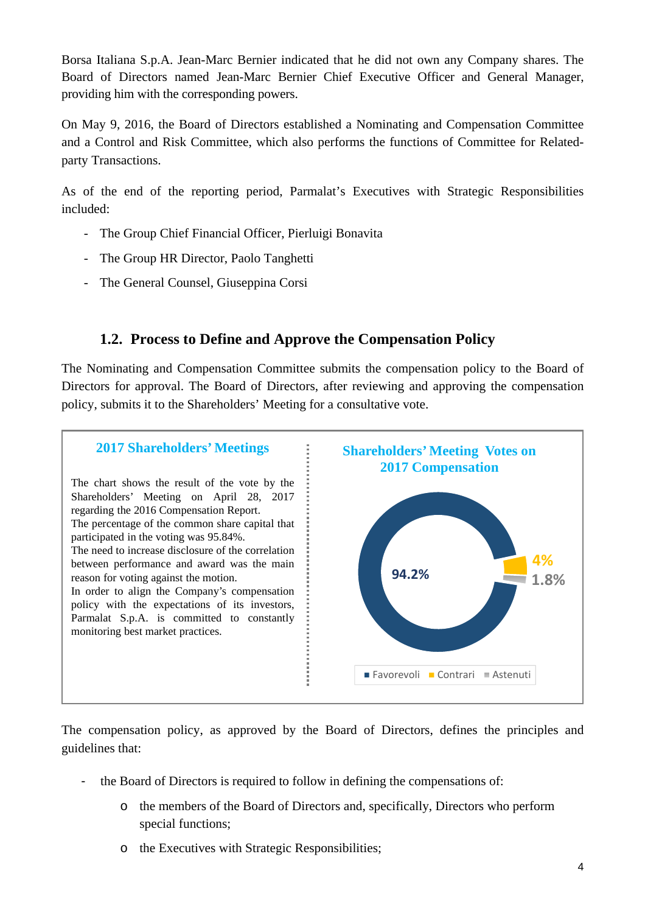Borsa Italiana S.p.A. Jean-Marc Bernier indicated that he did not own any Company shares. The Board of Directors named Jean-Marc Bernier Chief Executive Officer and General Manager, providing him with the corresponding powers.

On May 9, 2016, the Board of Directors established a Nominating and Compensation Committee and a Control and Risk Committee, which also performs the functions of Committee for Related-party Transactions.

As of the end of the reporting period, Parmalat's Executives with Strategic Responsibilities included:

- The Group Chief Financial Officer, Pierluigi Bonavita
- The Group HR Director, Paolo Tanghetti
- The General Counsel, Giuseppina Corsi

### 1.2. Process to Define and Approve the Compensation Policy

The Nominating and Compensation Committee submits the compensation policy to the Board of Directors for approval. The Board of Directors, after reviewing and approving the compensation policy, submits it to the Shareholders' Meeting for a consultative vote.

**2017 Shareholders' Meetings**

The chart shows the result of the vote by the Shareholders' Meeting on April 28, 2017 regarding the 2016 Compensation Report.
The percentage of the common share capital that participated in the voting was 95.84%.
The need to increase disclosure of the correlation between performance and award was the main reason for voting against the motion.
In order to align the Company's compensation policy with the expectations of its investors, Parmalat S.p.A. is committed to constantly monitoring best market practices.

**Shareholders' Meeting Votes on 2017 Compensation**

| Favorevoli | Contrari | Astenuti |
|---|---|---|
| 94.2% | 4% | 1.8% |

The compensation policy, as approved by the Board of Directors, defines the principles and guidelines that:

- the Board of Directors is required to follow in defining the compensations of:
  - the members of the Board of Directors and, specifically, Directors who perform special functions;
  - the Executives with Strategic Responsibilities;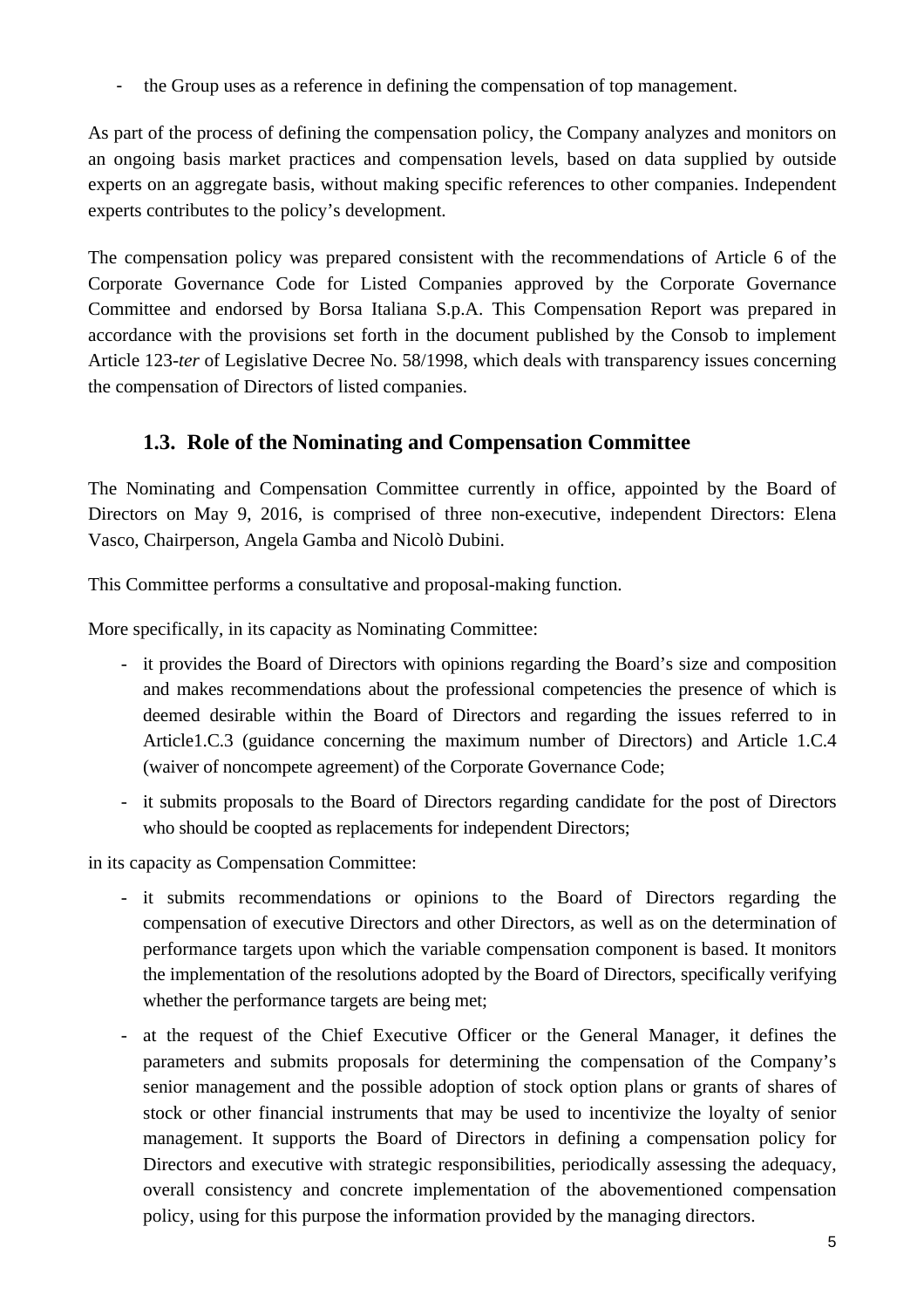- the Group uses as a reference in defining the compensation of top management.

As part of the process of defining the compensation policy, the Company analyzes and monitors on an ongoing basis market practices and compensation levels, based on data supplied by outside experts on an aggregate basis, without making specific references to other companies. Independent experts contributes to the policy's development.

The compensation policy was prepared consistent with the recommendations of Article 6 of the Corporate Governance Code for Listed Companies approved by the Corporate Governance Committee and endorsed by Borsa Italiana S.p.A. This Compensation Report was prepared in accordance with the provisions set forth in the document published by the Consob to implement Article 123-*ter* of Legislative Decree No. 58/1998, which deals with transparency issues concerning the compensation of Directors of listed companies.

## 1.3. Role of the Nominating and Compensation Committee

The Nominating and Compensation Committee currently in office, appointed by the Board of Directors on May 9, 2016, is comprised of three non-executive, independent Directors: Elena Vasco, Chairperson, Angela Gamba and Nicolò Dubini.

This Committee performs a consultative and proposal-making function.

More specifically, in its capacity as Nominating Committee:

- it provides the Board of Directors with opinions regarding the Board's size and composition and makes recommendations about the professional competencies the presence of which is deemed desirable within the Board of Directors and regarding the issues referred to in Article1.C.3 (guidance concerning the maximum number of Directors) and Article 1.C.4 (waiver of noncompete agreement) of the Corporate Governance Code;
- it submits proposals to the Board of Directors regarding candidate for the post of Directors who should be coopted as replacements for independent Directors;

in its capacity as Compensation Committee:

- it submits recommendations or opinions to the Board of Directors regarding the compensation of executive Directors and other Directors, as well as on the determination of performance targets upon which the variable compensation component is based. It monitors the implementation of the resolutions adopted by the Board of Directors, specifically verifying whether the performance targets are being met;
- at the request of the Chief Executive Officer or the General Manager, it defines the parameters and submits proposals for determining the compensation of the Company's senior management and the possible adoption of stock option plans or grants of shares of stock or other financial instruments that may be used to incentivize the loyalty of senior management. It supports the Board of Directors in defining a compensation policy for Directors and executive with strategic responsibilities, periodically assessing the adequacy, overall consistency and concrete implementation of the abovementioned compensation policy, using for this purpose the information provided by the managing directors.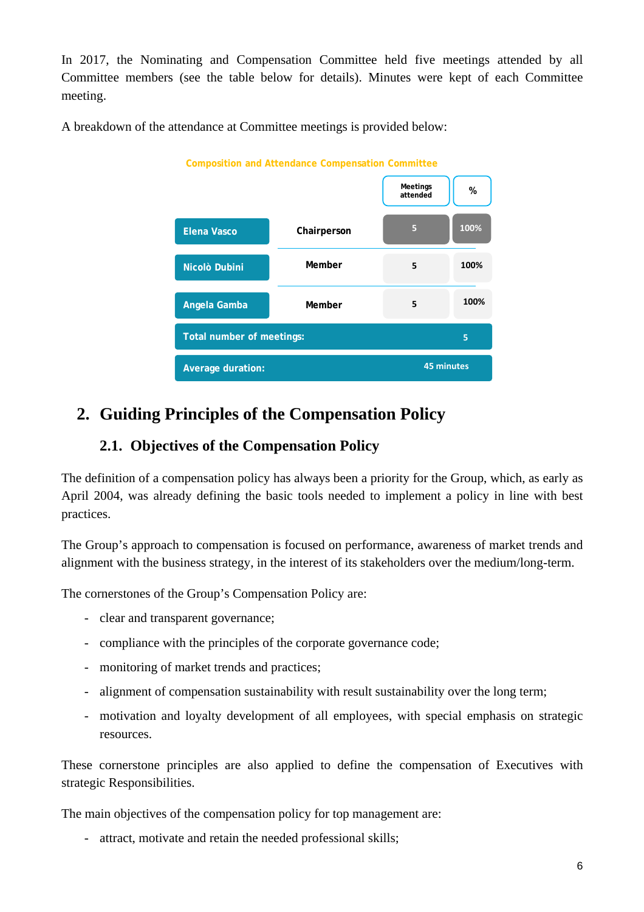In 2017, the Nominating and Compensation Committee held five meetings attended by all Committee members (see the table below for details). Minutes were kept of each Committee meeting.

A breakdown of the attendance at Committee meetings is provided below:

**Composition and Attendance Compensation Committee**

| | | Meetings attended | % |
|---|---|---|---|
| Elena Vasco | Chairperson | 5 | 100% |
| Nicolò Dubini | Member | 5 | 100% |
| Angela Gamba | Member | 5 | 100% |
| Total number of meetings: | | | 5 |
| Average duration: | | | 45 minutes |

## 2. Guiding Principles of the Compensation Policy

### 2.1. Objectives of the Compensation Policy

The definition of a compensation policy has always been a priority for the Group, which, as early as April 2004, was already defining the basic tools needed to implement a policy in line with best practices.

The Group's approach to compensation is focused on performance, awareness of market trends and alignment with the business strategy, in the interest of its stakeholders over the medium/long-term.

The cornerstones of the Group's Compensation Policy are:

- clear and transparent governance;
- compliance with the principles of the corporate governance code;
- monitoring of market trends and practices;
- alignment of compensation sustainability with result sustainability over the long term;
- motivation and loyalty development of all employees, with special emphasis on strategic resources.

These cornerstone principles are also applied to define the compensation of Executives with strategic Responsibilities.

The main objectives of the compensation policy for top management are:

- attract, motivate and retain the needed professional skills;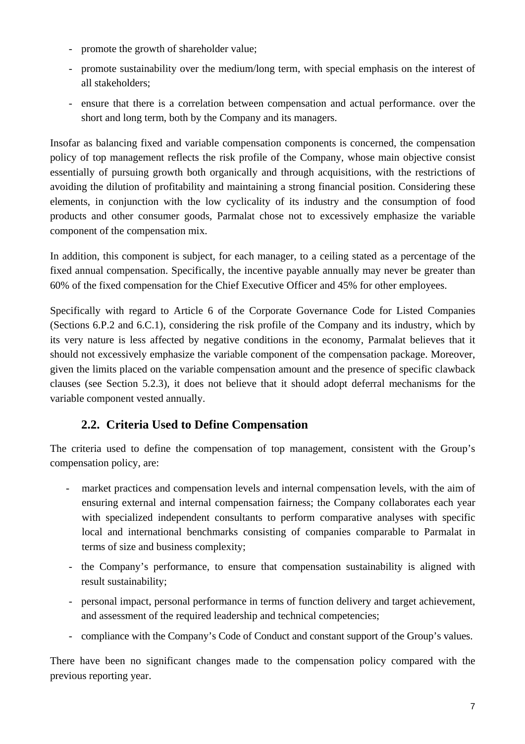- promote the growth of shareholder value;
- promote sustainability over the medium/long term, with special emphasis on the interest of all stakeholders;
- ensure that there is a correlation between compensation and actual performance. over the short and long term, both by the Company and its managers.

Insofar as balancing fixed and variable compensation components is concerned, the compensation policy of top management reflects the risk profile of the Company, whose main objective consist essentially of pursuing growth both organically and through acquisitions, with the restrictions of avoiding the dilution of profitability and maintaining a strong financial position. Considering these elements, in conjunction with the low cyclicality of its industry and the consumption of food products and other consumer goods, Parmalat chose not to excessively emphasize the variable component of the compensation mix.

In addition, this component is subject, for each manager, to a ceiling stated as a percentage of the fixed annual compensation. Specifically, the incentive payable annually may never be greater than 60% of the fixed compensation for the Chief Executive Officer and 45% for other employees.

Specifically with regard to Article 6 of the Corporate Governance Code for Listed Companies (Sections 6.P.2 and 6.C.1), considering the risk profile of the Company and its industry, which by its very nature is less affected by negative conditions in the economy, Parmalat believes that it should not excessively emphasize the variable component of the compensation package. Moreover, given the limits placed on the variable compensation amount and the presence of specific clawback clauses (see Section 5.2.3), it does not believe that it should adopt deferral mechanisms for the variable component vested annually.

## 2.2. Criteria Used to Define Compensation

The criteria used to define the compensation of top management, consistent with the Group's compensation policy, are:

- market practices and compensation levels and internal compensation levels, with the aim of ensuring external and internal compensation fairness; the Company collaborates each year with specialized independent consultants to perform comparative analyses with specific local and international benchmarks consisting of companies comparable to Parmalat in terms of size and business complexity;
- the Company's performance, to ensure that compensation sustainability is aligned with result sustainability;
- personal impact, personal performance in terms of function delivery and target achievement, and assessment of the required leadership and technical competencies;
- compliance with the Company's Code of Conduct and constant support of the Group's values.

There have been no significant changes made to the compensation policy compared with the previous reporting year.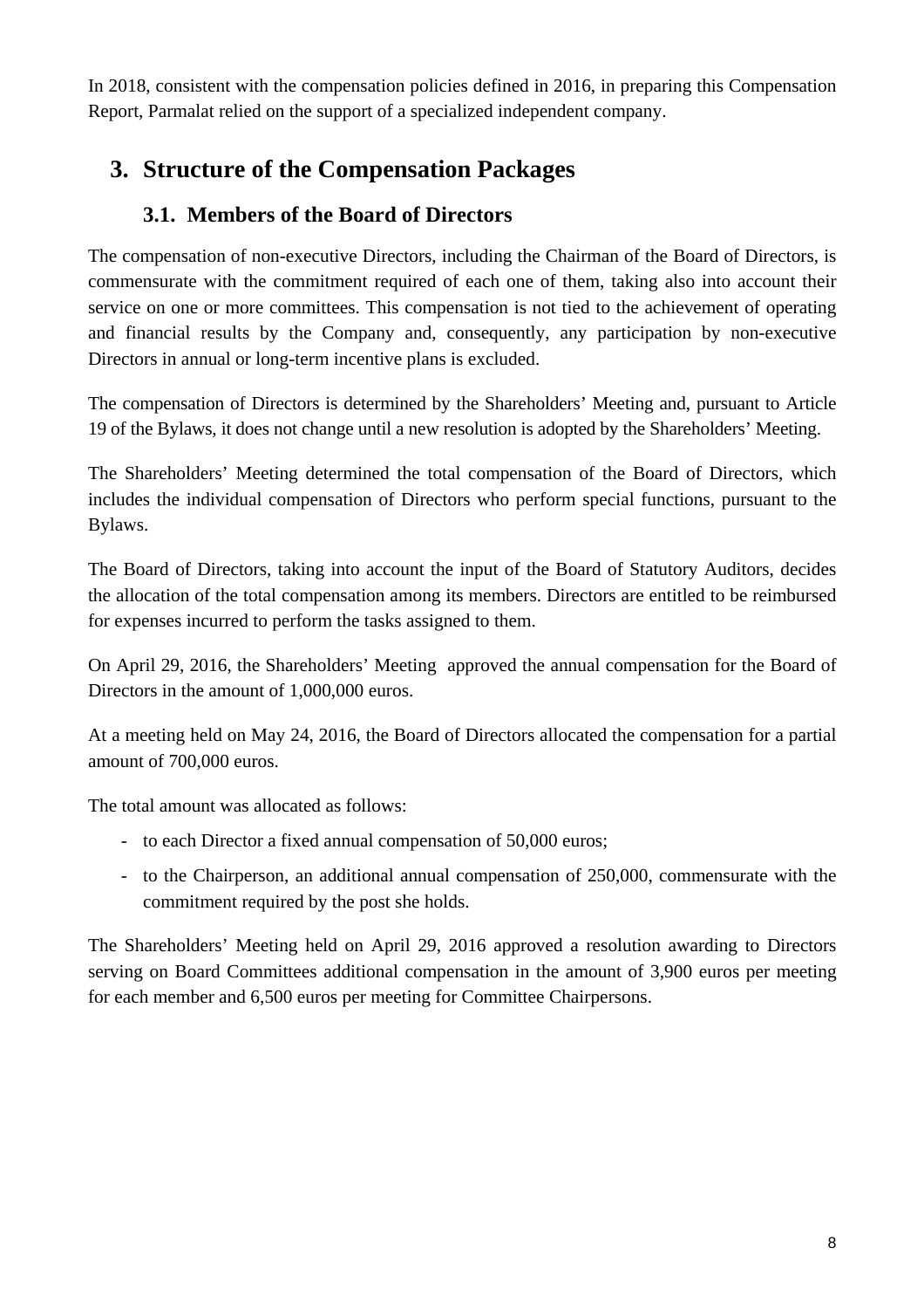In 2018, consistent with the compensation policies defined in 2016, in preparing this Compensation Report, Parmalat relied on the support of a specialized independent company.

## 3. Structure of the Compensation Packages

### 3.1. Members of the Board of Directors

The compensation of non-executive Directors, including the Chairman of the Board of Directors, is commensurate with the commitment required of each one of them, taking also into account their service on one or more committees. This compensation is not tied to the achievement of operating and financial results by the Company and, consequently, any participation by non-executive Directors in annual or long-term incentive plans is excluded.

The compensation of Directors is determined by the Shareholders' Meeting and, pursuant to Article 19 of the Bylaws, it does not change until a new resolution is adopted by the Shareholders' Meeting.

The Shareholders' Meeting determined the total compensation of the Board of Directors, which includes the individual compensation of Directors who perform special functions, pursuant to the Bylaws.

The Board of Directors, taking into account the input of the Board of Statutory Auditors, decides the allocation of the total compensation among its members. Directors are entitled to be reimbursed for expenses incurred to perform the tasks assigned to them.

On April 29, 2016, the Shareholders' Meeting approved the annual compensation for the Board of Directors in the amount of 1,000,000 euros.

At a meeting held on May 24, 2016, the Board of Directors allocated the compensation for a partial amount of 700,000 euros.

The total amount was allocated as follows:

- to each Director a fixed annual compensation of 50,000 euros;
- to the Chairperson, an additional annual compensation of 250,000, commensurate with the commitment required by the post she holds.

The Shareholders' Meeting held on April 29, 2016 approved a resolution awarding to Directors serving on Board Committees additional compensation in the amount of 3,900 euros per meeting for each member and 6,500 euros per meeting for Committee Chairpersons.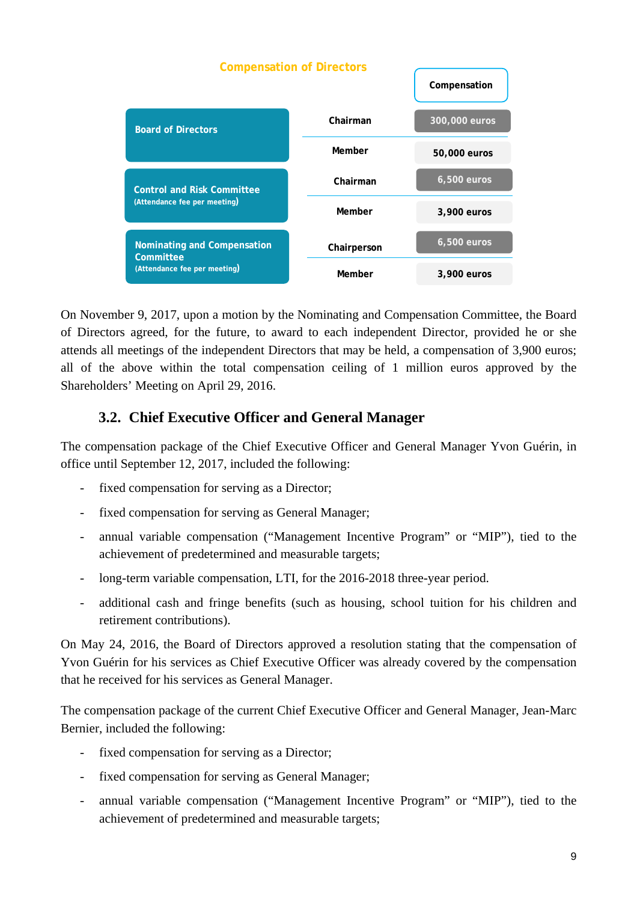**Compensation of Directors**

| | | Compensation |
|---|---|---|
| Board of Directors | Chairman | 300,000 euros |
| | Member | 50,000 euros |
| Control and Risk Committee (Attendance fee per meeting) | Chairman | 6,500 euros |
| | Member | 3,900 euros |
| Nominating and Compensation Committee (Attendance fee per meeting) | Chairperson | 6,500 euros |
| | Member | 3,900 euros |

On November 9, 2017, upon a motion by the Nominating and Compensation Committee, the Board of Directors agreed, for the future, to award to each independent Director, provided he or she attends all meetings of the independent Directors that may be held, a compensation of 3,900 euros; all of the above within the total compensation ceiling of 1 million euros approved by the Shareholders' Meeting on April 29, 2016.

### 3.2. Chief Executive Officer and General Manager

The compensation package of the Chief Executive Officer and General Manager Yvon Guérin, in office until September 12, 2017, included the following:

- fixed compensation for serving as a Director;
- fixed compensation for serving as General Manager;
- annual variable compensation ("Management Incentive Program" or "MIP"), tied to the achievement of predetermined and measurable targets;
- long-term variable compensation, LTI, for the 2016-2018 three-year period.
- additional cash and fringe benefits (such as housing, school tuition for his children and retirement contributions).

On May 24, 2016, the Board of Directors approved a resolution stating that the compensation of Yvon Guérin for his services as Chief Executive Officer was already covered by the compensation that he received for his services as General Manager.

The compensation package of the current Chief Executive Officer and General Manager, Jean-Marc Bernier, included the following:

- fixed compensation for serving as a Director;
- fixed compensation for serving as General Manager;
- annual variable compensation ("Management Incentive Program" or "MIP"), tied to the achievement of predetermined and measurable targets;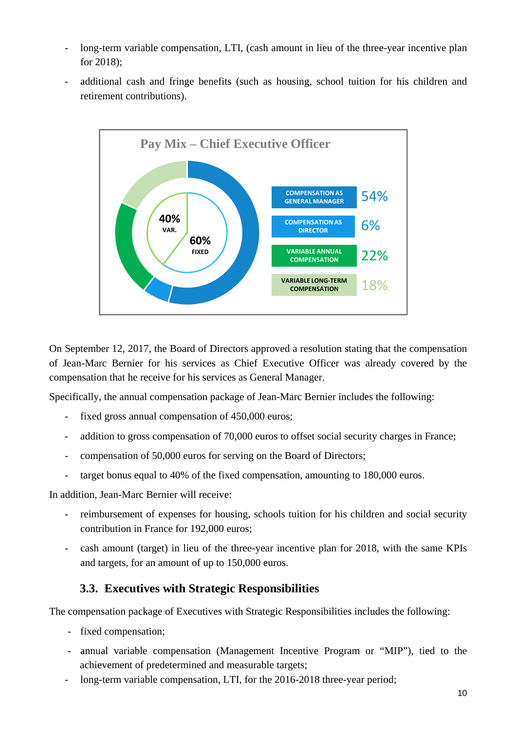- long-term variable compensation, LTI, (cash amount in lieu of the three-year incentive plan for 2018);
- additional cash and fringe benefits (such as housing, school tuition for his children and retirement contributions).

**Pay Mix – Chief Executive Officer**

| Component | % |
|---|---|
| COMPENSATION AS GENERAL MANAGER | 54% |
| COMPENSATION AS DIRECTOR | 6% |
| VARIABLE ANNUAL COMPENSATION | 22% |
| VARIABLE LONG-TERM COMPENSATION | 18% |

40% VAR. / 60% FIXED

On September 12, 2017, the Board of Directors approved a resolution stating that the compensation of Jean-Marc Bernier for his services as Chief Executive Officer was already covered by the compensation that he receive for his services as General Manager.

Specifically, the annual compensation package of Jean-Marc Bernier includes the following:

- fixed gross annual compensation of 450,000 euros;
- addition to gross compensation of 70,000 euros to offset social security charges in France;
- compensation of 50,000 euros for serving on the Board of Directors;
- target bonus equal to 40% of the fixed compensation, amounting to 180,000 euros.

In addition, Jean-Marc Bernier will receive:

- reimbursement of expenses for housing, schools tuition for his children and social security contribution in France for 192,000 euros;
- cash amount (target) in lieu of the three-year incentive plan for 2018, with the same KPIs and targets, for an amount of up to 150,000 euros.

### 3.3. Executives with Strategic Responsibilities

The compensation package of Executives with Strategic Responsibilities includes the following:

- fixed compensation;
- annual variable compensation (Management Incentive Program or "MIP"), tied to the achievement of predetermined and measurable targets;
- long-term variable compensation, LTI, for the 2016-2018 three-year period;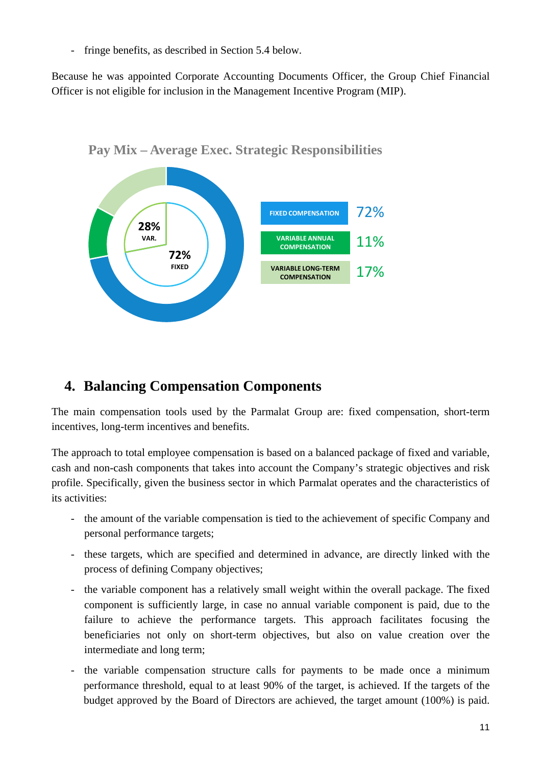- fringe benefits, as described in Section 5.4 below.

Because he was appointed Corporate Accounting Documents Officer, the Group Chief Financial Officer is not eligible for inclusion in the Management Incentive Program (MIP).

**Pay Mix – Average Exec. Strategic Responsibilities**

28% VAR.

72% FIXED

| | |
|---|---|
| FIXED COMPENSATION | 72% |
| VARIABLE ANNUAL COMPENSATION | 11% |
| VARIABLE LONG-TERM COMPENSATION | 17% |

## 4. Balancing Compensation Components

The main compensation tools used by the Parmalat Group are: fixed compensation, short-term incentives, long-term incentives and benefits.

The approach to total employee compensation is based on a balanced package of fixed and variable, cash and non-cash components that takes into account the Company's strategic objectives and risk profile. Specifically, given the business sector in which Parmalat operates and the characteristics of its activities:

- the amount of the variable compensation is tied to the achievement of specific Company and personal performance targets;
- these targets, which are specified and determined in advance, are directly linked with the process of defining Company objectives;
- the variable component has a relatively small weight within the overall package. The fixed component is sufficiently large, in case no annual variable component is paid, due to the failure to achieve the performance targets. This approach facilitates focusing the beneficiaries not only on short-term objectives, but also on value creation over the intermediate and long term;
- the variable compensation structure calls for payments to be made once a minimum performance threshold, equal to at least 90% of the target, is achieved. If the targets of the budget approved by the Board of Directors are achieved, the target amount (100%) is paid.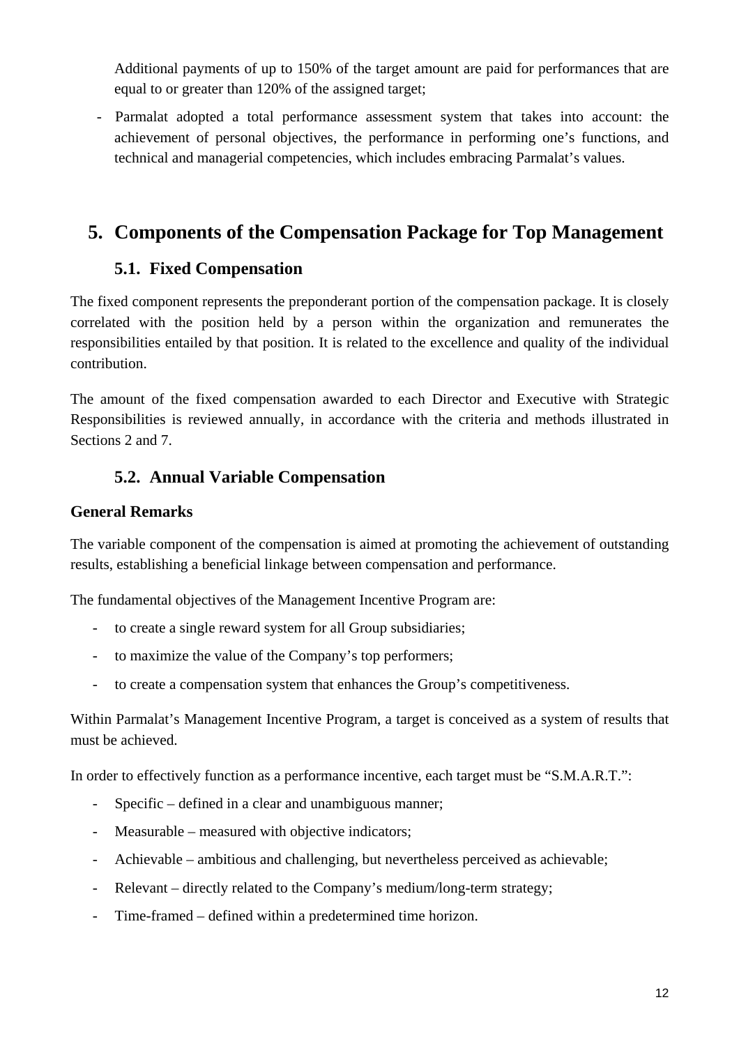Additional payments of up to 150% of the target amount are paid for performances that are equal to or greater than 120% of the assigned target;

- Parmalat adopted a total performance assessment system that takes into account: the achievement of personal objectives, the performance in performing one's functions, and technical and managerial competencies, which includes embracing Parmalat's values.

# 5. Components of the Compensation Package for Top Management

## 5.1. Fixed Compensation

The fixed component represents the preponderant portion of the compensation package. It is closely correlated with the position held by a person within the organization and remunerates the responsibilities entailed by that position. It is related to the excellence and quality of the individual contribution.

The amount of the fixed compensation awarded to each Director and Executive with Strategic Responsibilities is reviewed annually, in accordance with the criteria and methods illustrated in Sections 2 and 7.

## 5.2. Annual Variable Compensation

**General Remarks**

The variable component of the compensation is aimed at promoting the achievement of outstanding results, establishing a beneficial linkage between compensation and performance.

The fundamental objectives of the Management Incentive Program are:

- to create a single reward system for all Group subsidiaries;
- to maximize the value of the Company's top performers;
- to create a compensation system that enhances the Group's competitiveness.

Within Parmalat's Management Incentive Program, a target is conceived as a system of results that must be achieved.

In order to effectively function as a performance incentive, each target must be "S.M.A.R.T.":

- Specific – defined in a clear and unambiguous manner;
- Measurable – measured with objective indicators;
- Achievable – ambitious and challenging, but nevertheless perceived as achievable;
- Relevant – directly related to the Company's medium/long-term strategy;
- Time-framed – defined within a predetermined time horizon.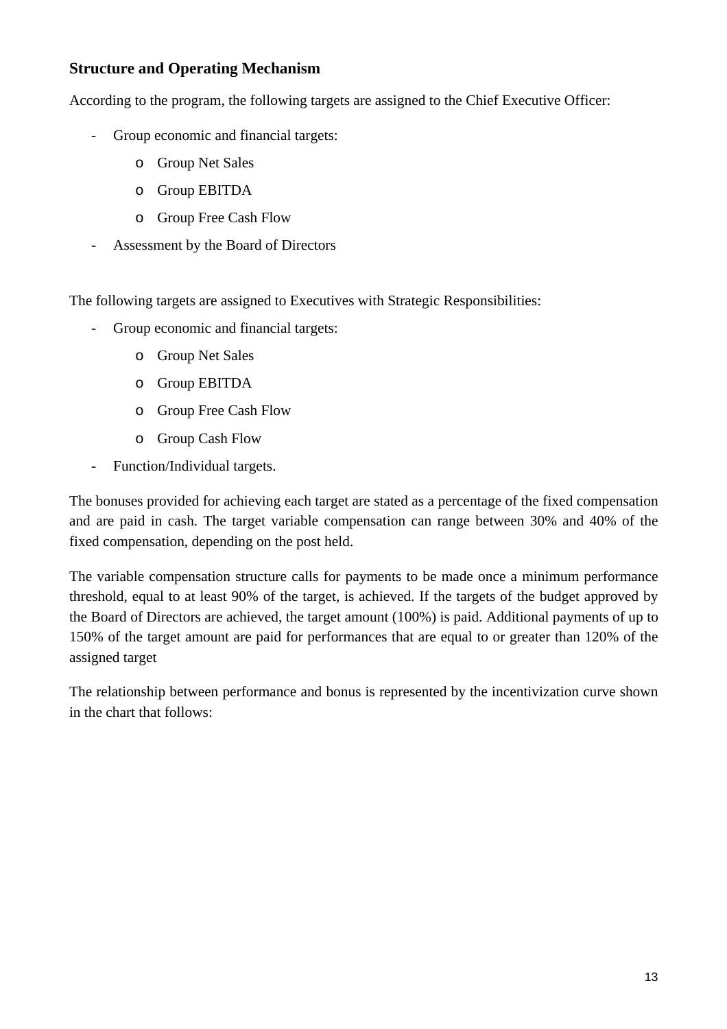### Structure and Operating Mechanism

According to the program, the following targets are assigned to the Chief Executive Officer:

- Group economic and financial targets:
  - Group Net Sales
  - Group EBITDA
  - Group Free Cash Flow
- Assessment by the Board of Directors

The following targets are assigned to Executives with Strategic Responsibilities:

- Group economic and financial targets:
  - Group Net Sales
  - Group EBITDA
  - Group Free Cash Flow
  - Group Cash Flow
- Function/Individual targets.

The bonuses provided for achieving each target are stated as a percentage of the fixed compensation and are paid in cash. The target variable compensation can range between 30% and 40% of the fixed compensation, depending on the post held.

The variable compensation structure calls for payments to be made once a minimum performance threshold, equal to at least 90% of the target, is achieved. If the targets of the budget approved by the Board of Directors are achieved, the target amount (100%) is paid. Additional payments of up to 150% of the target amount are paid for performances that are equal to or greater than 120% of the assigned target

The relationship between performance and bonus is represented by the incentivization curve shown in the chart that follows: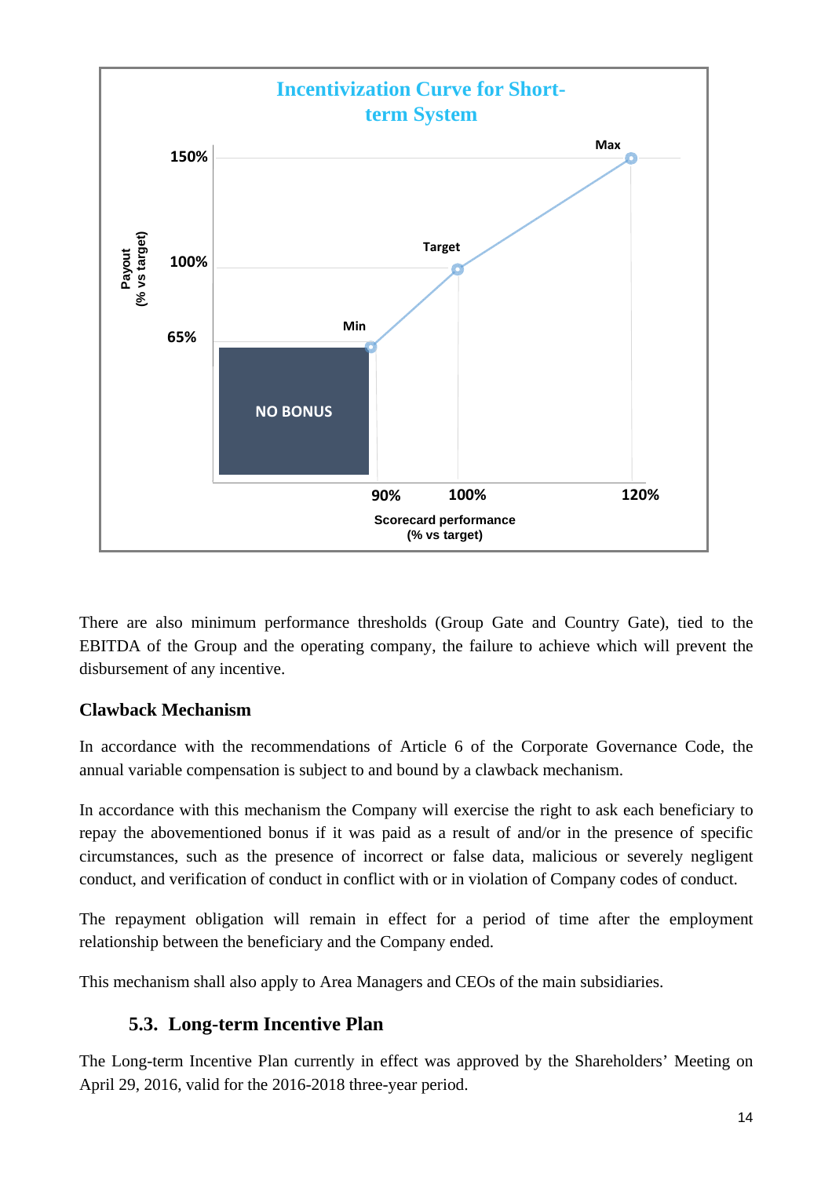**Incentivization Curve for Short-term System**

Payout (% vs target): 150% (Max), 100% (Target), 65% (Min)

NO BONUS

Scorecard performance (% vs target): 90%, 100%, 120%

There are also minimum performance thresholds (Group Gate and Country Gate), tied to the EBITDA of the Group and the operating company, the failure to achieve which will prevent the disbursement of any incentive.

### Clawback Mechanism

In accordance with the recommendations of Article 6 of the Corporate Governance Code, the annual variable compensation is subject to and bound by a clawback mechanism.

In accordance with this mechanism the Company will exercise the right to ask each beneficiary to repay the abovementioned bonus if it was paid as a result of and/or in the presence of specific circumstances, such as the presence of incorrect or false data, malicious or severely negligent conduct, and verification of conduct in conflict with or in violation of Company codes of conduct.

The repayment obligation will remain in effect for a period of time after the employment relationship between the beneficiary and the Company ended.

This mechanism shall also apply to Area Managers and CEOs of the main subsidiaries.

## 5.3. Long-term Incentive Plan

The Long-term Incentive Plan currently in effect was approved by the Shareholders' Meeting on April 29, 2016, valid for the 2016-2018 three-year period.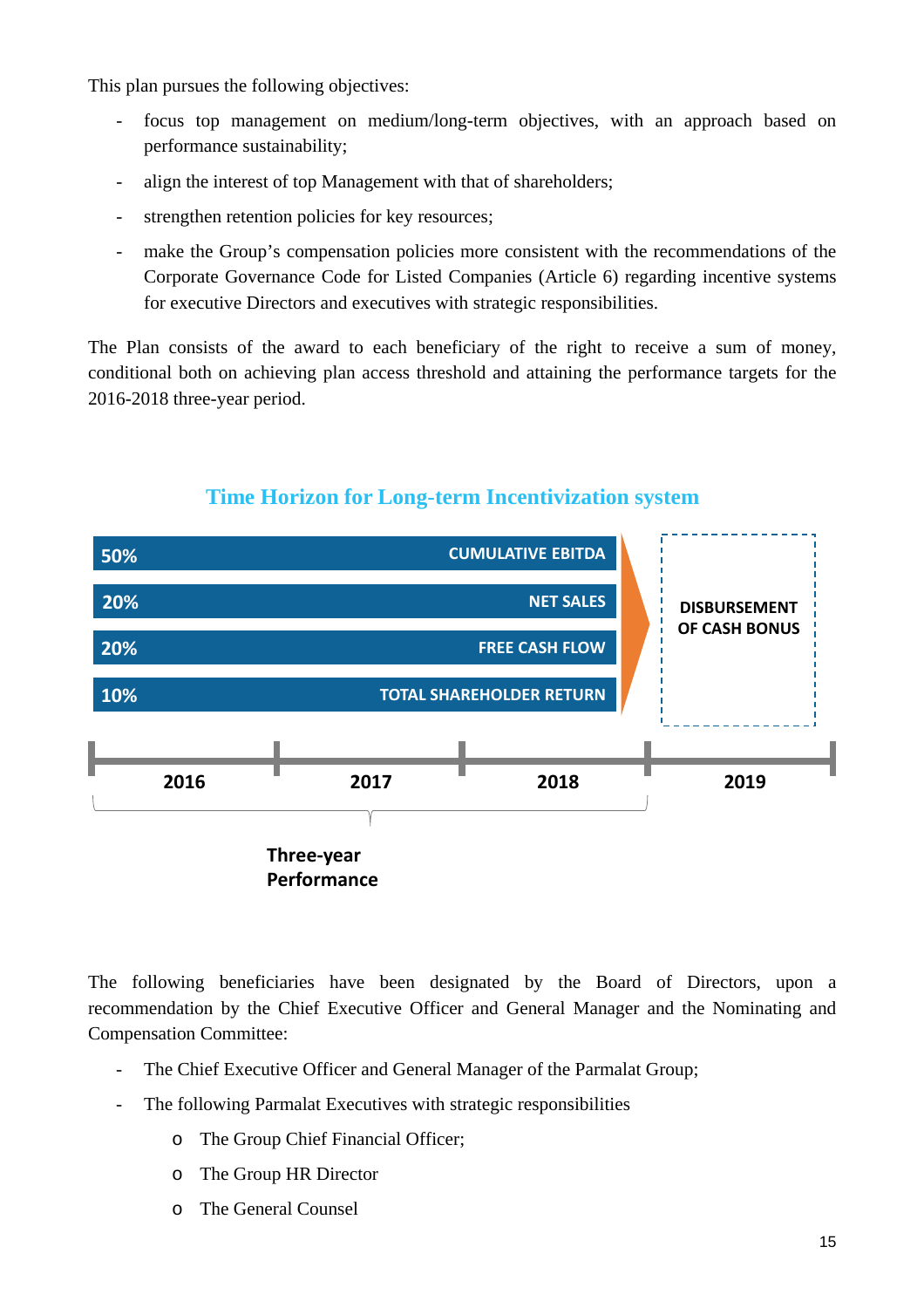This plan pursues the following objectives:

- focus top management on medium/long-term objectives, with an approach based on performance sustainability;
- align the interest of top Management with that of shareholders;
- strengthen retention policies for key resources;
- make the Group's compensation policies more consistent with the recommendations of the Corporate Governance Code for Listed Companies (Article 6) regarding incentive systems for executive Directors and executives with strategic responsibilities.

The Plan consists of the award to each beneficiary of the right to receive a sum of money, conditional both on achieving plan access threshold and attaining the performance targets for the 2016-2018 three-year period.

**Time Horizon for Long-term Incentivization system**

| Weight | Performance target |
| --- | --- |
| 50% | CUMULATIVE EBITDA |
| 20% | NET SALES |
| 20% | FREE CASH FLOW |
| 10% | TOTAL SHAREHOLDER RETURN |

2016 – 2017 – 2018: Three-year Performance

2019: DISBURSEMENT OF CASH BONUS

The following beneficiaries have been designated by the Board of Directors, upon a recommendation by the Chief Executive Officer and General Manager and the Nominating and Compensation Committee:

- The Chief Executive Officer and General Manager of the Parmalat Group;
- The following Parmalat Executives with strategic responsibilities
  - The Group Chief Financial Officer;
  - The Group HR Director
  - The General Counsel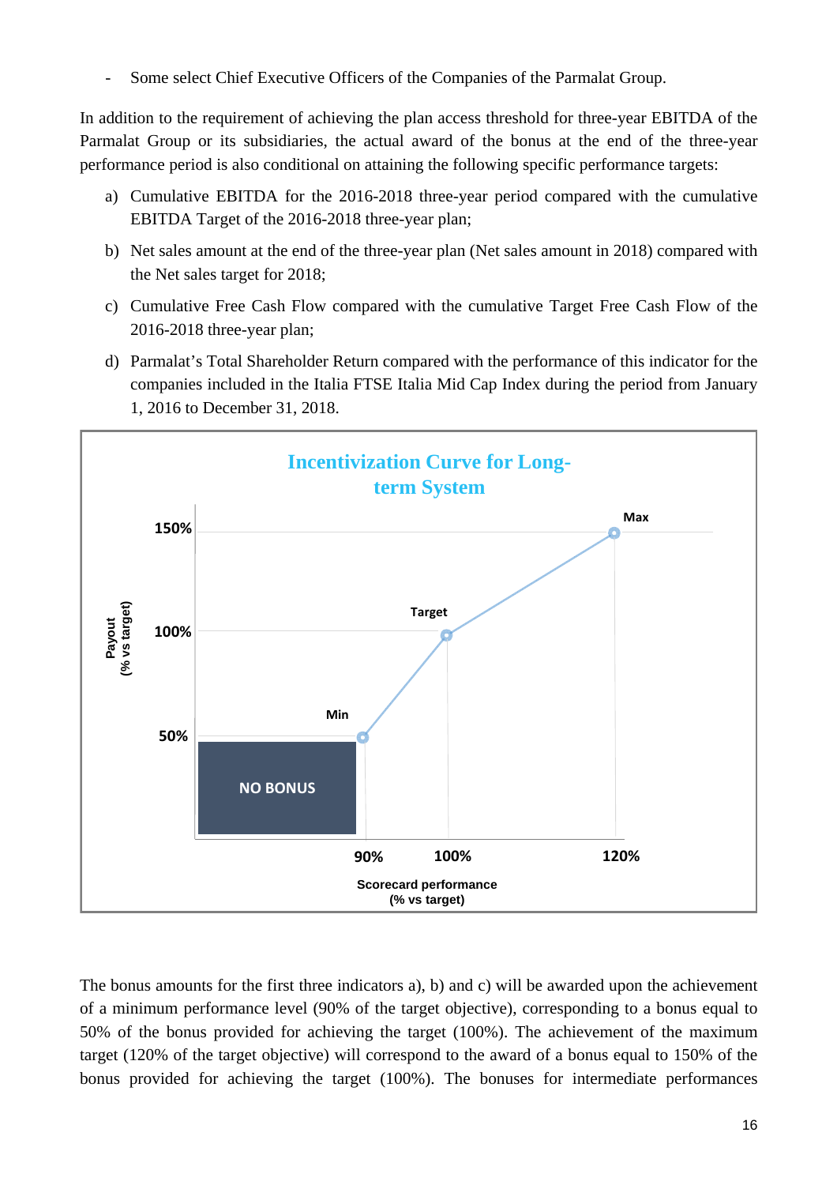- Some select Chief Executive Officers of the Companies of the Parmalat Group.

In addition to the requirement of achieving the plan access threshold for three-year EBITDA of the Parmalat Group or its subsidiaries, the actual award of the bonus at the end of the three-year performance period is also conditional on attaining the following specific performance targets:

a) Cumulative EBITDA for the 2016-2018 three-year period compared with the cumulative EBITDA Target of the 2016-2018 three-year plan;

b) Net sales amount at the end of the three-year plan (Net sales amount in 2018) compared with the Net sales target for 2018;

c) Cumulative Free Cash Flow compared with the cumulative Target Free Cash Flow of the 2016-2018 three-year plan;

d) Parmalat's Total Shareholder Return compared with the performance of this indicator for the companies included in the Italia FTSE Italia Mid Cap Index during the period from January 1, 2016 to December 31, 2018.

**Incentivization Curve for Long-term System**

| Scorecard performance (% vs target) | Payout (% vs target) |
|---|---|
| < 90% | NO BONUS |
| 90% (Min) | 50% |
| 100% (Target) | 100% |
| 120% (Max) | 150% |

The bonus amounts for the first three indicators a), b) and c) will be awarded upon the achievement of a minimum performance level (90% of the target objective), corresponding to a bonus equal to 50% of the bonus provided for achieving the target (100%). The achievement of the maximum target (120% of the target objective) will correspond to the award of a bonus equal to 150% of the bonus provided for achieving the target (100%). The bonuses for intermediate performances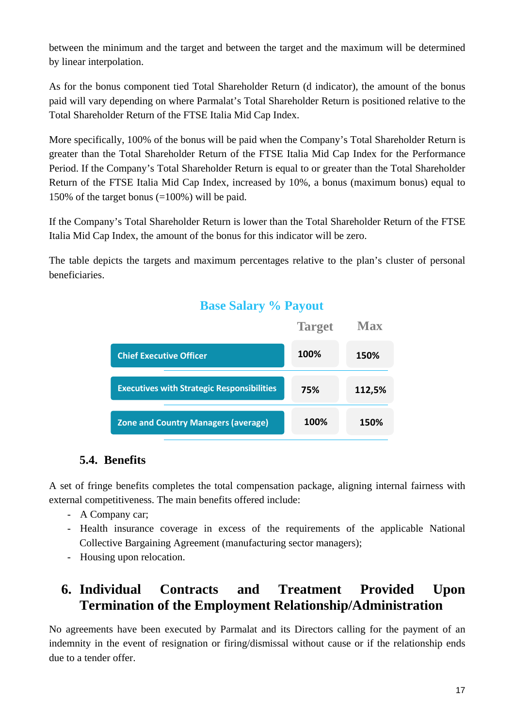between the minimum and the target and between the target and the maximum will be determined by linear interpolation.

As for the bonus component tied Total Shareholder Return (d indicator), the amount of the bonus paid will vary depending on where Parmalat's Total Shareholder Return is positioned relative to the Total Shareholder Return of the FTSE Italia Mid Cap Index.

More specifically, 100% of the bonus will be paid when the Company's Total Shareholder Return is greater than the Total Shareholder Return of the FTSE Italia Mid Cap Index for the Performance Period. If the Company's Total Shareholder Return is equal to or greater than the Total Shareholder Return of the FTSE Italia Mid Cap Index, increased by 10%, a bonus (maximum bonus) equal to 150% of the target bonus (=100%) will be paid.

If the Company's Total Shareholder Return is lower than the Total Shareholder Return of the FTSE Italia Mid Cap Index, the amount of the bonus for this indicator will be zero.

The table depicts the targets and maximum percentages relative to the plan's cluster of personal beneficiaries.

**Base Salary % Payout**

| | Target | Max |
|---|---|---|
| Chief Executive Officer | 100% | 150% |
| Executives with Strategic Responsibilities | 75% | 112,5% |
| Zone and Country Managers (average) | 100% | 150% |

### 5.4. Benefits

A set of fringe benefits completes the total compensation package, aligning internal fairness with external competitiveness. The main benefits offered include:

- A Company car;
- Health insurance coverage in excess of the requirements of the applicable National Collective Bargaining Agreement (manufacturing sector managers);
- Housing upon relocation.

## 6. Individual Contracts and Treatment Provided Upon Termination of the Employment Relationship/Administration

No agreements have been executed by Parmalat and its Directors calling for the payment of an indemnity in the event of resignation or firing/dismissal without cause or if the relationship ends due to a tender offer.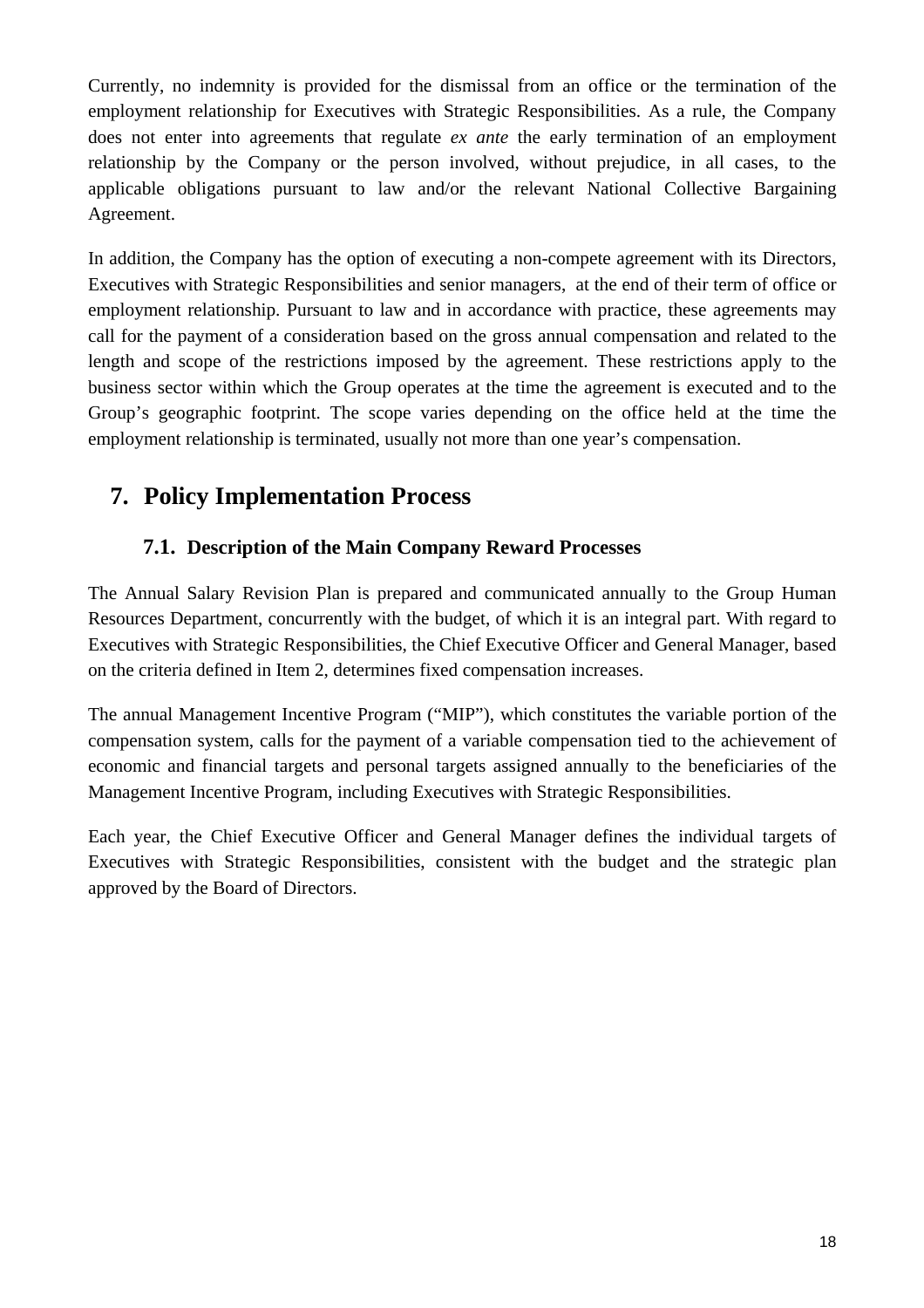Currently, no indemnity is provided for the dismissal from an office or the termination of the employment relationship for Executives with Strategic Responsibilities. As a rule, the Company does not enter into agreements that regulate *ex ante* the early termination of an employment relationship by the Company or the person involved, without prejudice, in all cases, to the applicable obligations pursuant to law and/or the relevant National Collective Bargaining Agreement.

In addition, the Company has the option of executing a non-compete agreement with its Directors, Executives with Strategic Responsibilities and senior managers, at the end of their term of office or employment relationship. Pursuant to law and in accordance with practice, these agreements may call for the payment of a consideration based on the gross annual compensation and related to the length and scope of the restrictions imposed by the agreement. These restrictions apply to the business sector within which the Group operates at the time the agreement is executed and to the Group's geographic footprint. The scope varies depending on the office held at the time the employment relationship is terminated, usually not more than one year's compensation.

## 7. Policy Implementation Process

### 7.1. Description of the Main Company Reward Processes

The Annual Salary Revision Plan is prepared and communicated annually to the Group Human Resources Department, concurrently with the budget, of which it is an integral part. With regard to Executives with Strategic Responsibilities, the Chief Executive Officer and General Manager, based on the criteria defined in Item 2, determines fixed compensation increases.

The annual Management Incentive Program ("MIP"), which constitutes the variable portion of the compensation system, calls for the payment of a variable compensation tied to the achievement of economic and financial targets and personal targets assigned annually to the beneficiaries of the Management Incentive Program, including Executives with Strategic Responsibilities.

Each year, the Chief Executive Officer and General Manager defines the individual targets of Executives with Strategic Responsibilities, consistent with the budget and the strategic plan approved by the Board of Directors.